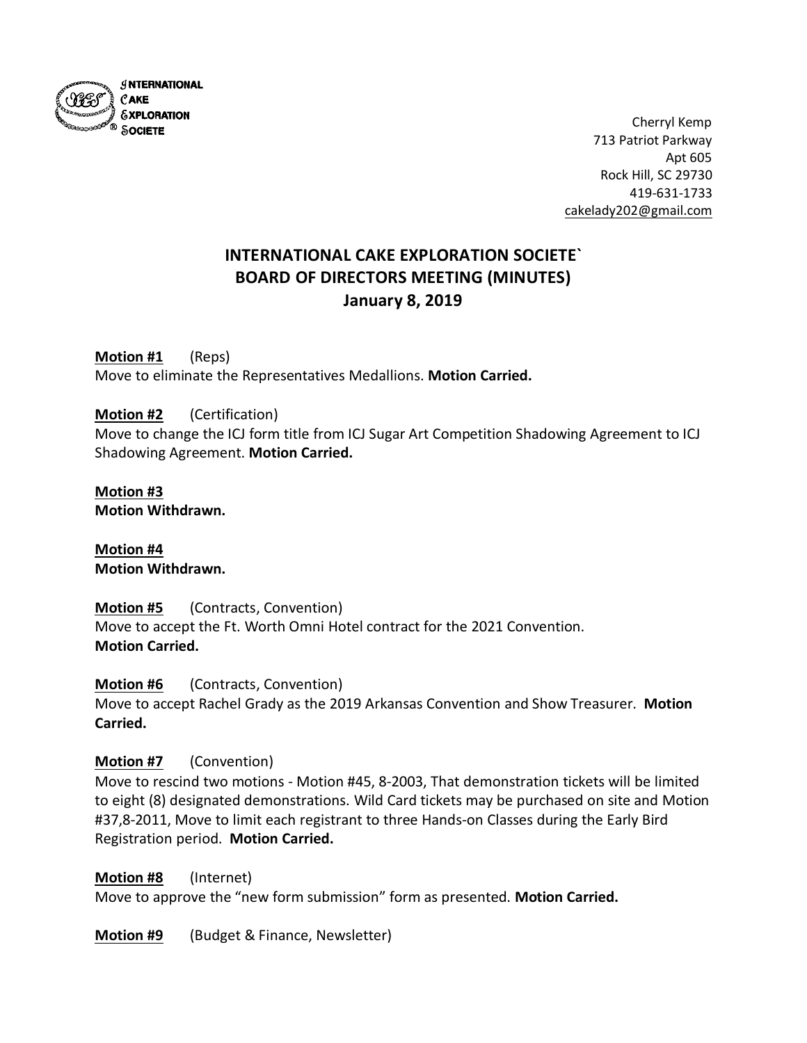INTERNATIONAL CAKE EXPLORATION SOCIETE

Cherryl Kemp
713 Patriot Parkway
Apt 605
Rock Hill, SC 29730
419-631-1733
cakelady202@gmail.com

# INTERNATIONAL CAKE EXPLORATION SOCIETE`
## BOARD OF DIRECTORS MEETING (MINUTES)
### January 8, 2019

**Motion #1** (Reps)
Move to eliminate the Representatives Medallions. **Motion Carried.**

**Motion #2** (Certification)
Move to change the ICJ form title from ICJ Sugar Art Competition Shadowing Agreement to ICJ Shadowing Agreement. **Motion Carried.**

**Motion #3**
**Motion Withdrawn.**

**Motion #4**
**Motion Withdrawn.**

**Motion #5** (Contracts, Convention)
Move to accept the Ft. Worth Omni Hotel contract for the 2021 Convention.
**Motion Carried.**

**Motion #6** (Contracts, Convention)
Move to accept Rachel Grady as the 2019 Arkansas Convention and Show Treasurer. **Motion Carried.**

**Motion #7** (Convention)
Move to rescind two motions - Motion #45, 8-2003, That demonstration tickets will be limited to eight (8) designated demonstrations. Wild Card tickets may be purchased on site and Motion #37,8-2011, Move to limit each registrant to three Hands-on Classes during the Early Bird Registration period. **Motion Carried.**

**Motion #8** (Internet)
Move to approve the "new form submission" form as presented. **Motion Carried.**

**Motion #9** (Budget & Finance, Newsletter)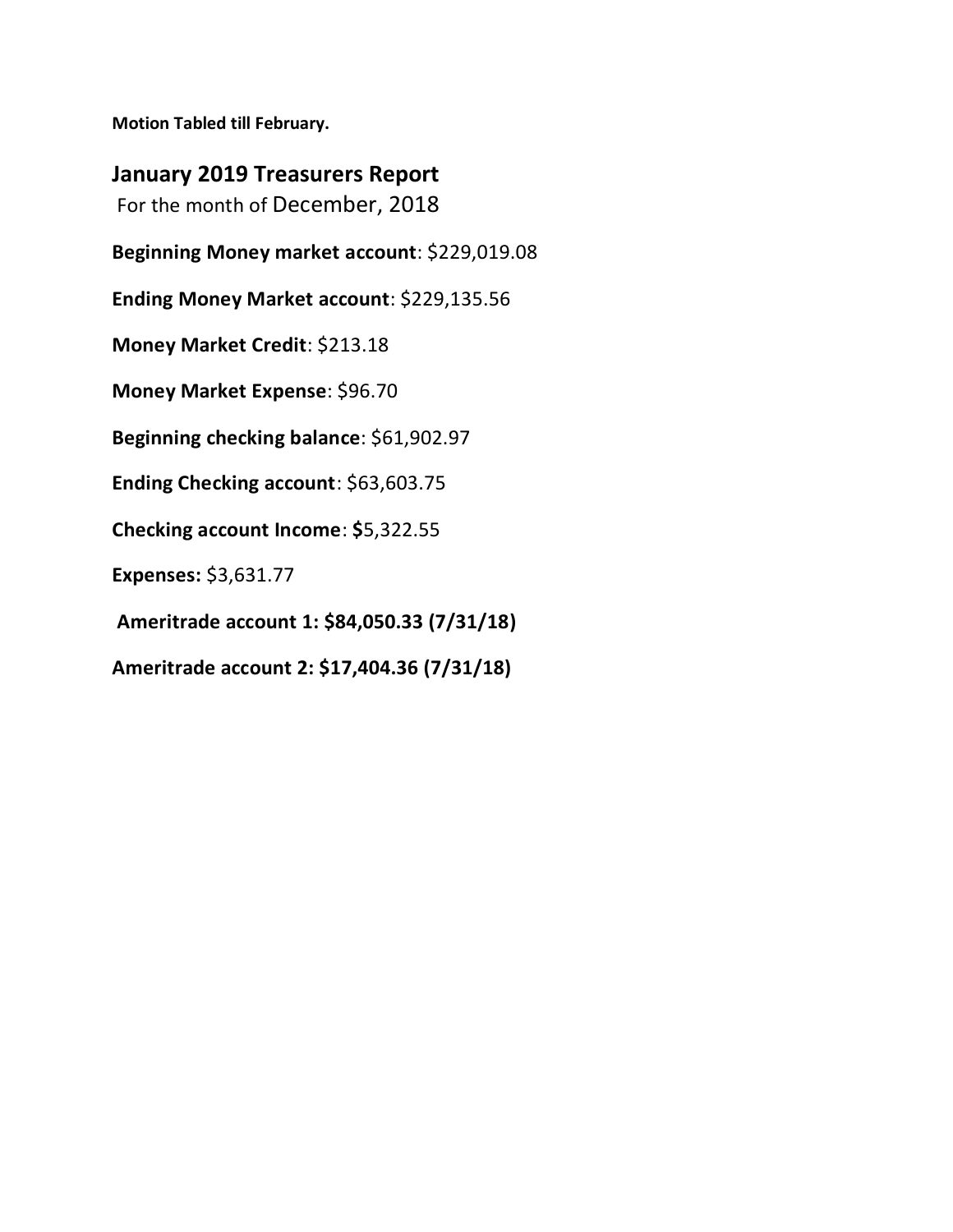**Motion Tabled till February.**

## January 2019 Treasurers Report

For the month of December, 2018

**Beginning Money market account**: $229,019.08

**Ending Money Market account**: $229,135.56

**Money Market Credit**: $213.18

**Money Market Expense**: $96.70

**Beginning checking balance**: $61,902.97

**Ending Checking account**: $63,603.75

**Checking account Income**: **$**5,322.55

**Expenses:** $3,631.77

**Ameritrade account 1: $84,050.33 (7/31/18)**

**Ameritrade account 2: $17,404.36 (7/31/18)**